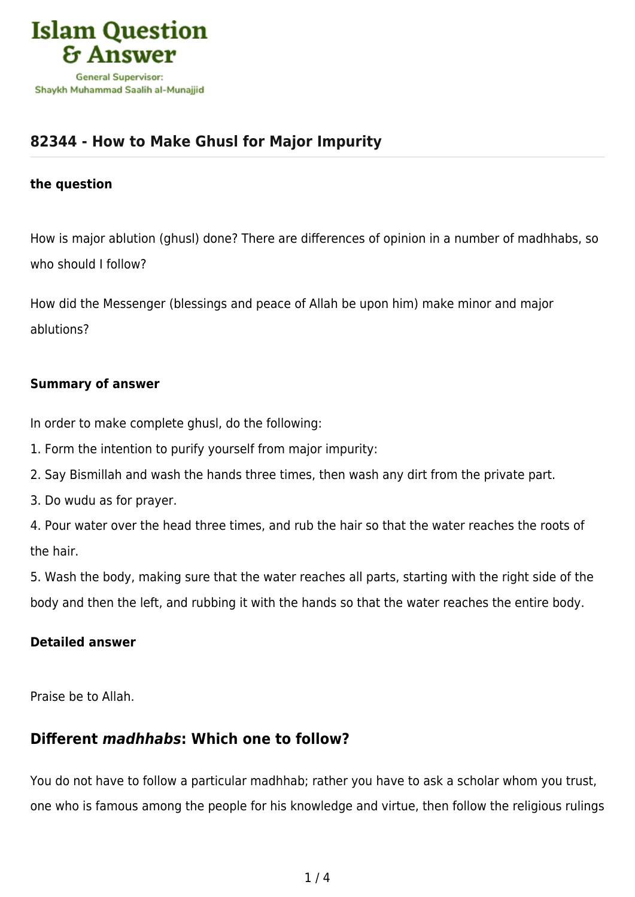# 82344 - How to Make Ghusl for Major Impurity

**the question**

How is major ablution (ghusl) done? There are differences of opinion in a number of madhhabs, so who should I follow?

How did the Messenger (blessings and peace of Allah be upon him) make minor and major ablutions?

**Summary of answer**

In order to make complete ghusl, do the following:

1. Form the intention to purify yourself from major impurity:
2. Say Bismillah and wash the hands three times, then wash any dirt from the private part.
3. Do wudu as for prayer.
4. Pour water over the head three times, and rub the hair so that the water reaches the roots of the hair.
5. Wash the body, making sure that the water reaches all parts, starting with the right side of the body and then the left, and rubbing it with the hands so that the water reaches the entire body.

**Detailed answer**

Praise be to Allah.

## Different *madhhabs*: Which one to follow?

You do not have to follow a particular madhhab; rather you have to ask a scholar whom you trust, one who is famous among the people for his knowledge and virtue, then follow the religious rulings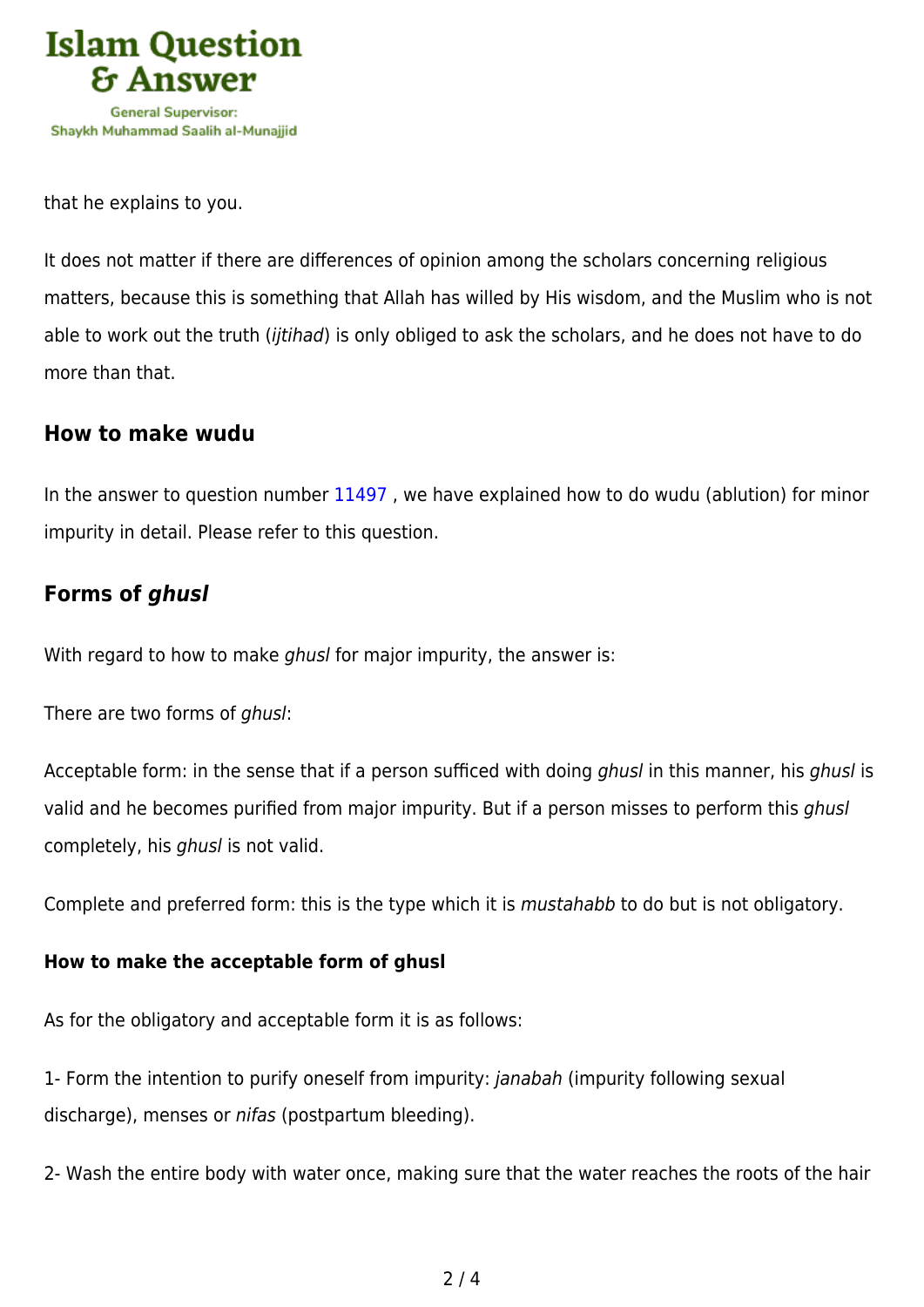that he explains to you.

It does not matter if there are differences of opinion among the scholars concerning religious matters, because this is something that Allah has willed by His wisdom, and the Muslim who is not able to work out the truth (*ijtihad*) is only obliged to ask the scholars, and he does not have to do more than that.

### How to make wudu

In the answer to question number 11497 , we have explained how to do wudu (ablution) for minor impurity in detail. Please refer to this question.

### Forms of *ghusl*

With regard to how to make *ghusl* for major impurity, the answer is:

There are two forms of *ghusl*:

Acceptable form: in the sense that if a person sufficed with doing *ghusl* in this manner, his *ghusl* is valid and he becomes purified from major impurity. But if a person misses to perform this *ghusl* completely, his *ghusl* is not valid.

Complete and preferred form: this is the type which it is *mustahabb* to do but is not obligatory.

#### How to make the acceptable form of ghusl

As for the obligatory and acceptable form it is as follows:

1- Form the intention to purify oneself from impurity: *janabah* (impurity following sexual discharge), menses or *nifas* (postpartum bleeding).

2- Wash the entire body with water once, making sure that the water reaches the roots of the hair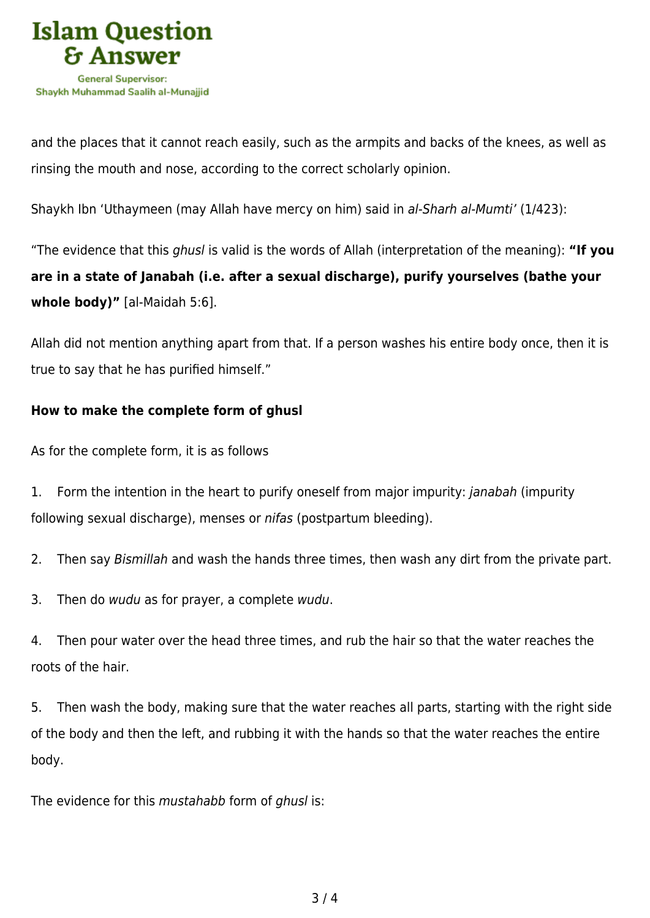and the places that it cannot reach easily, such as the armpits and backs of the knees, as well as rinsing the mouth and nose, according to the correct scholarly opinion.

Shaykh Ibn 'Uthaymeen (may Allah have mercy on him) said in *al-Sharh al-Mumti'* (1/423):

"The evidence that this *ghusl* is valid is the words of Allah (interpretation of the meaning): **"If you are in a state of Janabah (i.e. after a sexual discharge), purify yourselves (bathe your whole body)"** [al-Maidah 5:6].

Allah did not mention anything apart from that. If a person washes his entire body once, then it is true to say that he has purified himself."

**How to make the complete form of ghusl**

As for the complete form, it is as follows

1. Form the intention in the heart to purify oneself from major impurity: *janabah* (impurity following sexual discharge), menses or *nifas* (postpartum bleeding).

2. Then say *Bismillah* and wash the hands three times, then wash any dirt from the private part.

3. Then do *wudu* as for prayer, a complete *wudu*.

4. Then pour water over the head three times, and rub the hair so that the water reaches the roots of the hair.

5. Then wash the body, making sure that the water reaches all parts, starting with the right side of the body and then the left, and rubbing it with the hands so that the water reaches the entire body.

The evidence for this *mustahabb* form of *ghusl* is: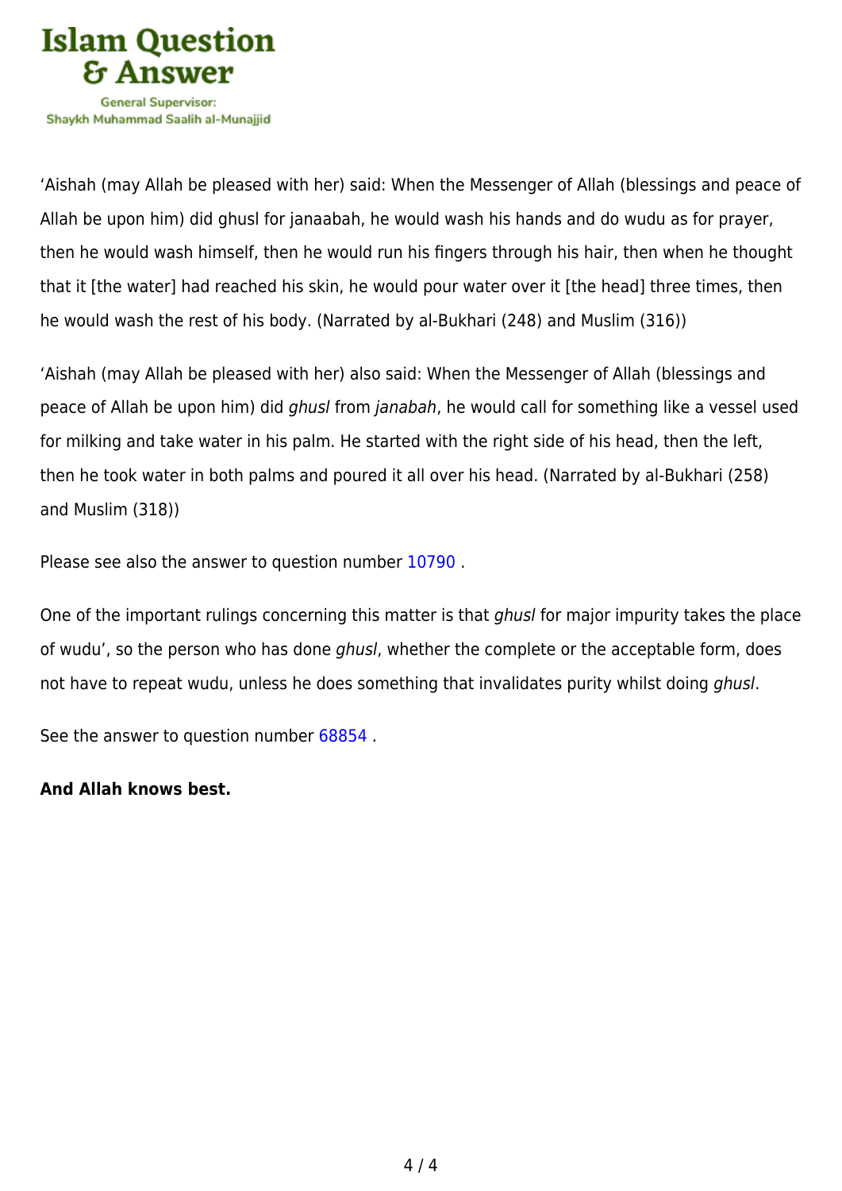‘Aishah (may Allah be pleased with her) said: When the Messenger of Allah (blessings and peace of Allah be upon him) did ghusl for janaabah, he would wash his hands and do wudu as for prayer, then he would wash himself, then he would run his fingers through his hair, then when he thought that it [the water] had reached his skin, he would pour water over it [the head] three times, then he would wash the rest of his body. (Narrated by al-Bukhari (248) and Muslim (316))

‘Aishah (may Allah be pleased with her) also said: When the Messenger of Allah (blessings and peace of Allah be upon him) did *ghusl* from *janabah*, he would call for something like a vessel used for milking and take water in his palm. He started with the right side of his head, then the left, then he took water in both palms and poured it all over his head. (Narrated by al-Bukhari (258) and Muslim (318))

Please see also the answer to question number 10790 .

One of the important rulings concerning this matter is that *ghusl* for major impurity takes the place of wudu’, so the person who has done *ghusl*, whether the complete or the acceptable form, does not have to repeat wudu, unless he does something that invalidates purity whilst doing *ghusl*.

See the answer to question number 68854 .

**And Allah knows best.**